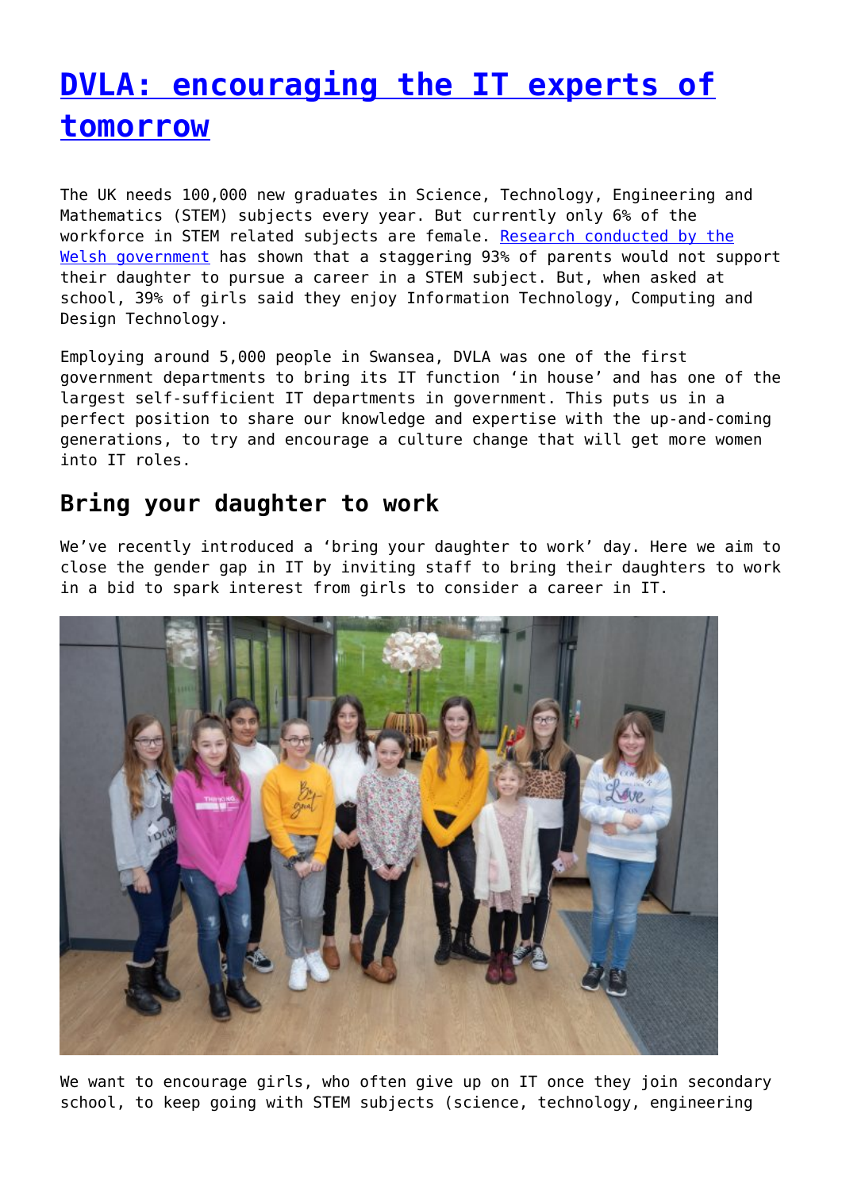# [DVLA: encouraging the IT experts of tomorrow]()

The UK needs 100,000 new graduates in Science, Technology, Engineering and Mathematics (STEM) subjects every year. But currently only 6% of the workforce in STEM related subjects are female. [Research conducted by the Welsh government]() has shown that a staggering 93% of parents would not support their daughter to pursue a career in a STEM subject. But, when asked at school, 39% of girls said they enjoy Information Technology, Computing and Design Technology.

Employing around 5,000 people in Swansea, DVLA was one of the first government departments to bring its IT function 'in house' and has one of the largest self-sufficient IT departments in government. This puts us in a perfect position to share our knowledge and expertise with the up-and-coming generations, to try and encourage a culture change that will get more women into IT roles.

## Bring your daughter to work

We've recently introduced a 'bring your daughter to work' day. Here we aim to close the gender gap in IT by inviting staff to bring their daughters to work in a bid to spark interest from girls to consider a career in IT.

We want to encourage girls, who often give up on IT once they join secondary school, to keep going with STEM subjects (science, technology, engineering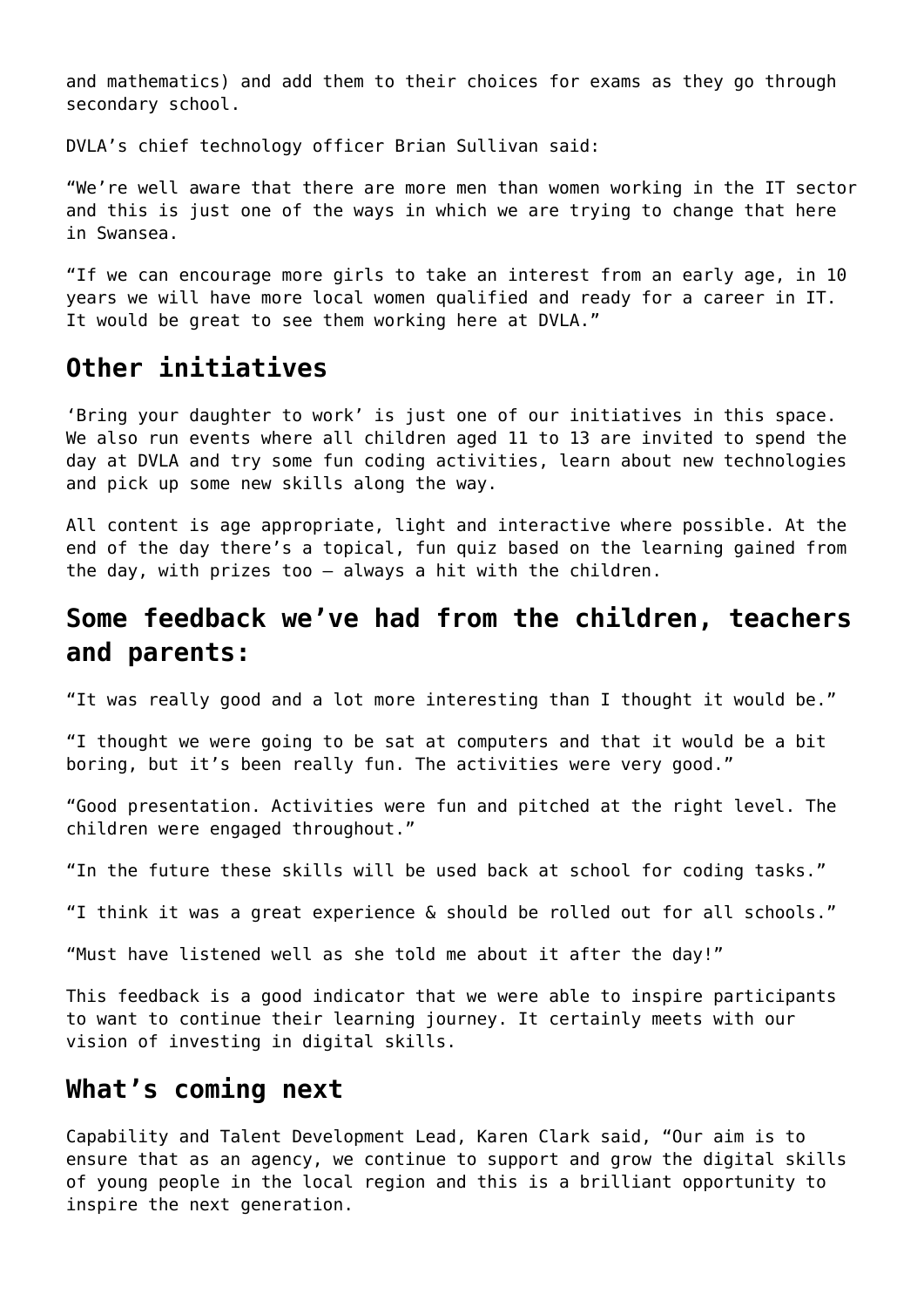and mathematics) and add them to their choices for exams as they go through secondary school.

DVLA's chief technology officer Brian Sullivan said:

"We're well aware that there are more men than women working in the IT sector and this is just one of the ways in which we are trying to change that here in Swansea.

"If we can encourage more girls to take an interest from an early age, in 10 years we will have more local women qualified and ready for a career in IT. It would be great to see them working here at DVLA."

## Other initiatives

'Bring your daughter to work' is just one of our initiatives in this space. We also run events where all children aged 11 to 13 are invited to spend the day at DVLA and try some fun coding activities, learn about new technologies and pick up some new skills along the way.

All content is age appropriate, light and interactive where possible. At the end of the day there's a topical, fun quiz based on the learning gained from the day, with prizes too – always a hit with the children.

## Some feedback we've had from the children, teachers and parents:

"It was really good and a lot more interesting than I thought it would be."

"I thought we were going to be sat at computers and that it would be a bit boring, but it's been really fun. The activities were very good."

"Good presentation. Activities were fun and pitched at the right level. The children were engaged throughout."

"In the future these skills will be used back at school for coding tasks."

"I think it was a great experience & should be rolled out for all schools."

"Must have listened well as she told me about it after the day!"

This feedback is a good indicator that we were able to inspire participants to want to continue their learning journey. It certainly meets with our vision of investing in digital skills.

## What's coming next

Capability and Talent Development Lead, Karen Clark said, "Our aim is to ensure that as an agency, we continue to support and grow the digital skills of young people in the local region and this is a brilliant opportunity to inspire the next generation.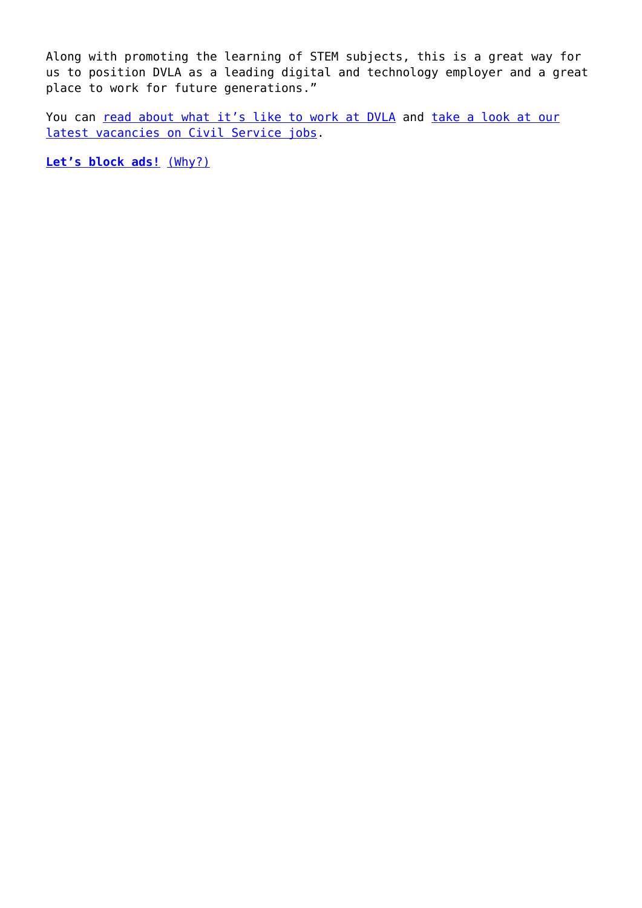Along with promoting the learning of STEM subjects, this is a great way for us to position DVLA as a leading digital and technology employer and a great place to work for future generations."

You can read about what it's like to work at DVLA and take a look at our latest vacancies on Civil Service jobs.

**Let's block ads!** (Why?)